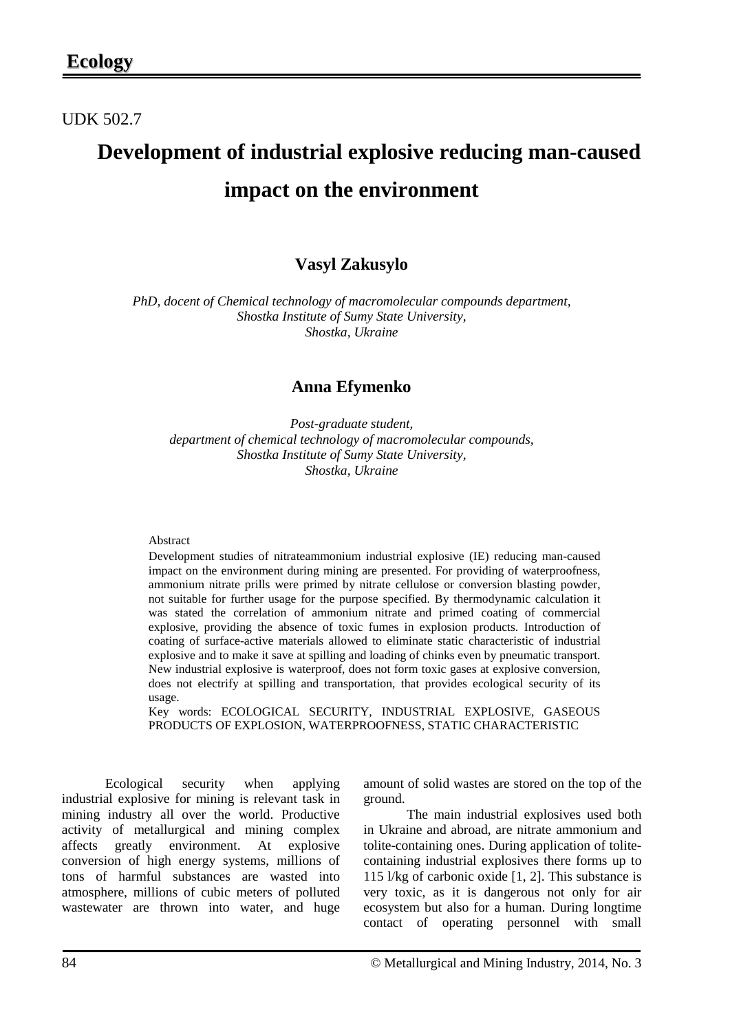# Ecology

UDK 502.7

## Development of industrial explosive reducing man-caused impact on the environment

**Vasyl Zakusylo**

*PhD, docent of Chemical technology of macromolecular compounds department, Shostka Institute of Sumy State University, Shostka, Ukraine*

**Anna Efymenko**

*Post-graduate student, department of chemical technology of macromolecular compounds, Shostka Institute of Sumy State University, Shostka, Ukraine*

Abstract

Development studies of nitrateammonium industrial explosive (IE) reducing man-caused impact on the environment during mining are presented. For providing of waterproofness, ammonium nitrate prills were primed by nitrate cellulose or conversion blasting powder, not suitable for further usage for the purpose specified. By thermodynamic calculation it was stated the correlation of ammonium nitrate and primed coating of commercial explosive, providing the absence of toxic fumes in explosion products. Introduction of coating of surface-active materials allowed to eliminate static characteristic of industrial explosive and to make it save at spilling and loading of chinks even by pneumatic transport. New industrial explosive is waterproof, does not form toxic gases at explosive conversion, does not electrify at spilling and transportation, that provides ecological security of its usage.

Key words: ECOLOGICAL SECURITY, INDUSTRIAL EXPLOSIVE, GASEOUS PRODUCTS OF EXPLOSION, WATERPROOFNESS, STATIC CHARACTERISTIC

Ecological security when applying industrial explosive for mining is relevant task in mining industry all over the world. Productive activity of metallurgical and mining complex affects greatly environment. At explosive conversion of high energy systems, millions of tons of harmful substances are wasted into atmosphere, millions of cubic meters of polluted wastewater are thrown into water, and huge amount of solid wastes are stored on the top of the ground.

The main industrial explosives used both in Ukraine and abroad, are nitrate ammonium and tolite-containing ones. During application of tolite-containing industrial explosives there forms up to 115 l/kg of carbonic oxide [1, 2]. This substance is very toxic, as it is dangerous not only for air ecosystem but also for a human. During longtime contact of operating personnel with small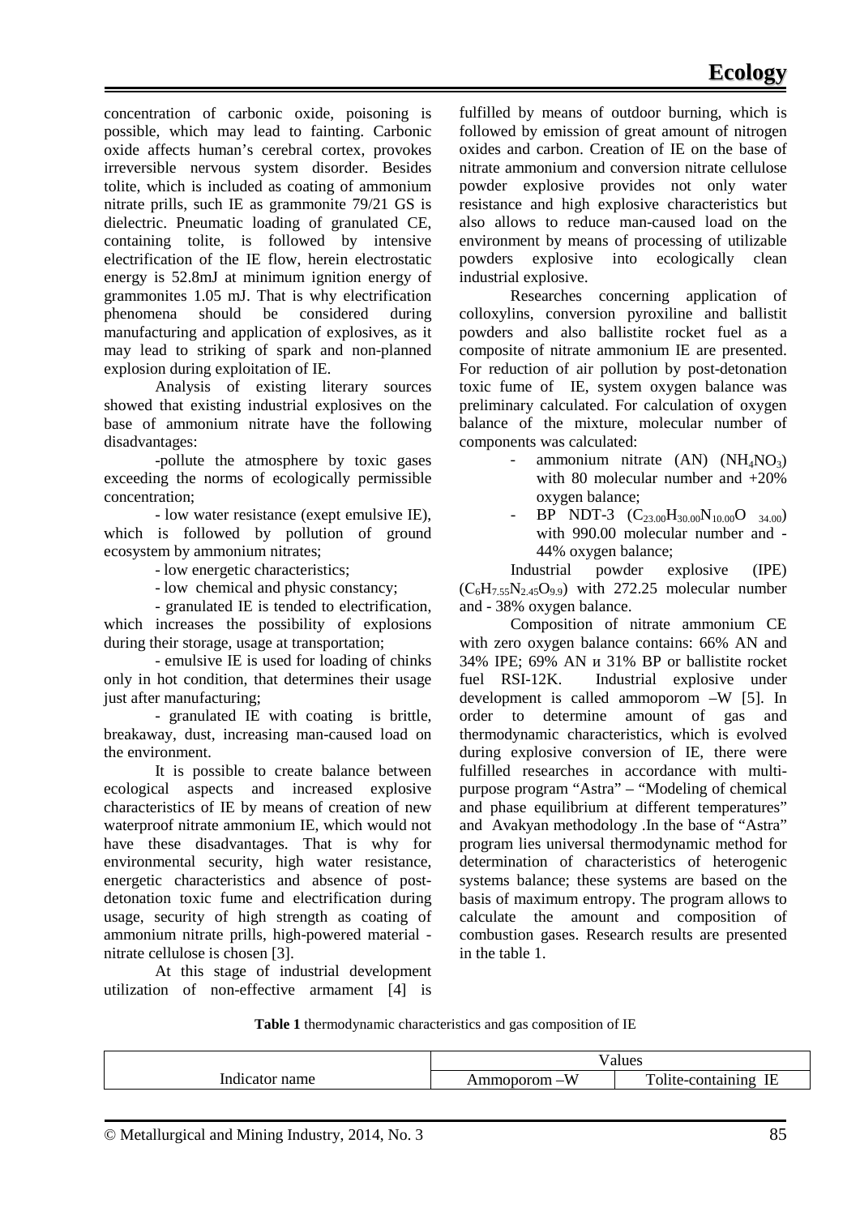concentration of carbonic oxide, poisoning is possible, which may lead to fainting. Carbonic oxide affects human's cerebral cortex, provokes irreversible nervous system disorder. Besides tolite, which is included as coating of ammonium nitrate prills, such IE as grammonite 79/21 GS is dielectric. Pneumatic loading of granulated CE, containing tolite, is followed by intensive electrification of the IE flow, herein electrostatic energy is 52.8mJ at minimum ignition energy of grammonites 1.05 mJ. That is why electrification phenomena should be considered during manufacturing and application of explosives, as it may lead to striking of spark and non-planned explosion during exploitation of IE.

Analysis of existing literary sources showed that existing industrial explosives on the base of ammonium nitrate have the following disadvantages:

-pollute the atmosphere by toxic gases exceeding the norms of ecologically permissible concentration;

- low water resistance (exept emulsive IE), which is followed by pollution of ground ecosystem by ammonium nitrates;

- low energetic characteristics;

- low chemical and physic constancy;

- granulated IE is tended to electrification, which increases the possibility of explosions during their storage, usage at transportation;

- emulsive IE is used for loading of chinks only in hot condition, that determines their usage just after manufacturing;

- granulated IE with coating is brittle, breakaway, dust, increasing man-caused load on the environment.

It is possible to create balance between ecological aspects and increased explosive characteristics of IE by means of creation of new waterproof nitrate ammonium IE, which would not have these disadvantages. That is why for environmental security, high water resistance, energetic characteristics and absence of post-detonation toxic fume and electrification during usage, security of high strength as coating of ammonium nitrate prills, high-powered material - nitrate cellulose is chosen [3].

At this stage of industrial development utilization of non-effective armament [4] is fulfilled by means of outdoor burning, which is followed by emission of great amount of nitrogen oxides and carbon. Creation of IE on the base of nitrate ammonium and conversion nitrate cellulose powder explosive provides not only water resistance and high explosive characteristics but also allows to reduce man-caused load on the environment by means of processing of utilizable powders explosive into ecologically clean industrial explosive.

Researches concerning application of colloxylins, conversion pyroxiline and ballistit powders and also ballistite rocket fuel as a composite of nitrate ammonium IE are presented. For reduction of air pollution by post-detonation toxic fume of IE, system oxygen balance was preliminary calculated. For calculation of oxygen balance of the mixture, molecular number of components was calculated:

- ammonium nitrate (AN) ($NH_4NO_3$) with 80 molecular number and +20% oxygen balance;
- BP NDT-3 ($C_{23.00}H_{30.00}N_{10.00}O_{34.00}$) with 990.00 molecular number and -44% oxygen balance;

Industrial powder explosive (IPE) ($C_6H_{7.55}N_{2.45}O_{9.9}$) with 272.25 molecular number and - 38% oxygen balance.

Composition of nitrate ammonium CE with zero oxygen balance contains: 66% AN and 34% IPE; 69% AN и 31% BP or ballistite rocket fuel RSI-12K. Industrial explosive under development is called ammoporom –W [5]. In order to determine amount of gas and thermodynamic characteristics, which is evolved during explosive conversion of IE, there were fulfilled researches in accordance with multi-purpose program "Astra" – "Modeling of chemical and phase equilibrium at different temperatures" and Avakyan methodology .In the base of "Astra" program lies universal thermodynamic method for determination of characteristics of heterogenic systems balance; these systems are based on the basis of maximum entropy. The program allows to calculate the amount and composition of combustion gases. Research results are presented in the table 1.

**Table 1** thermodynamic characteristics and gas composition of IE

| Indicator name | Values | |
|---|---|---|
| | Ammoporom –W | Tolite-containing IE |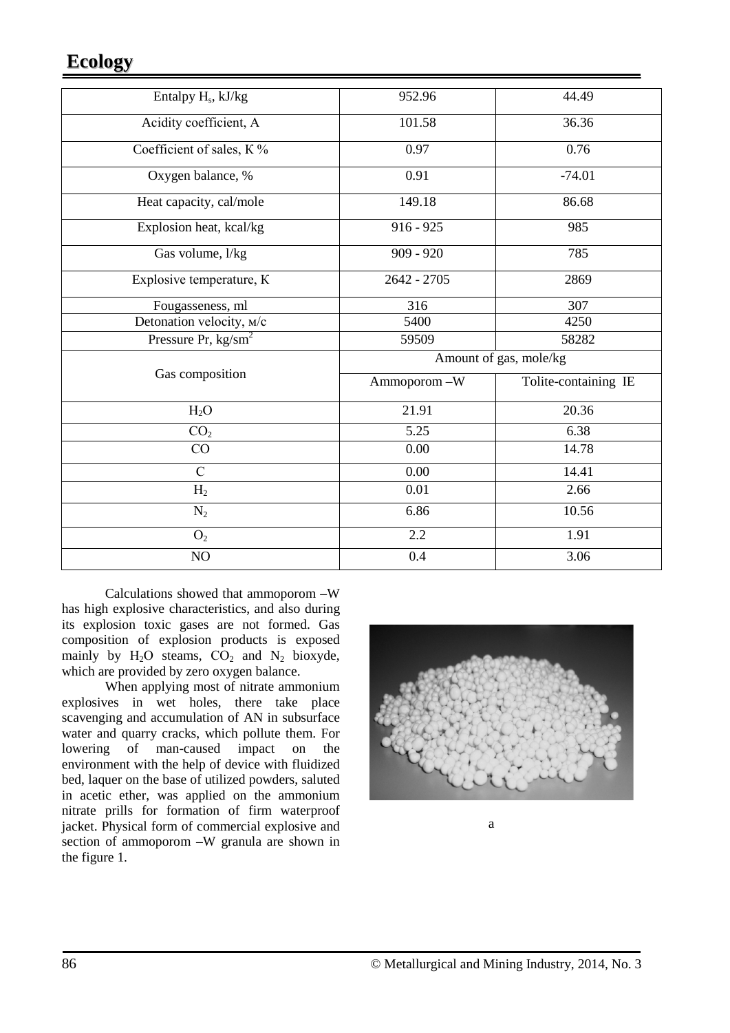| Entalpy $H_s$, kJ/kg | 952.96 | 44.49 |
|---|---|---|
| Acidity coefficient, A | 101.58 | 36.36 |
| Coefficient of sales, K % | 0.97 | 0.76 |
| Oxygen balance, % | 0.91 | -74.01 |
| Heat capacity, cal/mole | 149.18 | 86.68 |
| Explosion heat, kcal/kg | 916 - 925 | 985 |
| Gas volume, l/kg | 909 - 920 | 785 |
| Explosive temperature, K | 2642 - 2705 | 2869 |
| Fougasseness, ml | 316 | 307 |
| Detonation velocity, м/c | 5400 | 4250 |
| Pressure Pr, kg/sm$^2$ | 59509 | 58282 |
| Gas composition | Amount of gas, mole/kg | |
| | Ammoporom –W | Tolite-containing IE |
| $H_2O$ | 21.91 | 20.36 |
| $CO_2$ | 5.25 | 6.38 |
| CO | 0.00 | 14.78 |
| C | 0.00 | 14.41 |
| $H_2$ | 0.01 | 2.66 |
| $N_2$ | 6.86 | 10.56 |
| $O_2$ | 2.2 | 1.91 |
| NO | 0.4 | 3.06 |

Calculations showed that ammoporom –W has high explosive characteristics, and also during its explosion toxic gases are not formed. Gas composition of explosion products is exposed mainly by $H_2O$ steams, $CO_2$ and $N_2$ bioxyde, which are provided by zero oxygen balance.

When applying most of nitrate ammonium explosives in wet holes, there take place scavenging and accumulation of AN in subsurface water and quarry cracks, which pollute them. For lowering of man-caused impact on the environment with the help of device with fluidized bed, laquer on the base of utilized powders, saluted in acetic ether, was applied on the ammonium nitrate prills for formation of firm waterproof jacket. Physical form of commercial explosive and section of ammoporom –W granula are shown in the figure 1.

a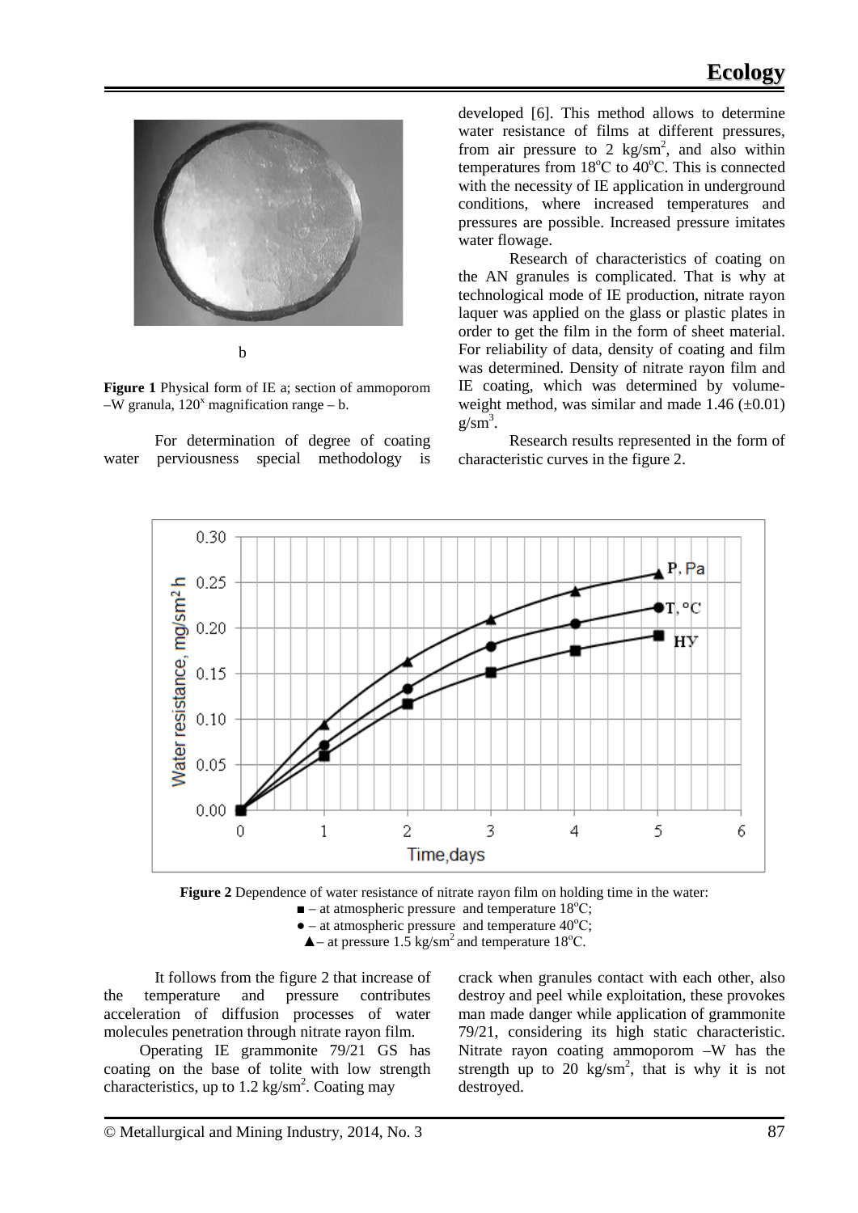b

**Figure 1** Physical form of IE a; section of ammoporom –W granula, $120^x$ magnification range – b.

For determination of degree of coating water perviousness special methodology is developed [6]. This method allows to determine water resistance of films at different pressures, from air pressure to 2 kg/sm$^2$, and also within temperatures from 18$^o$C to 40$^o$C. This is connected with the necessity of IE application in underground conditions, where increased temperatures and pressures are possible. Increased pressure imitates water flowage.

Research of characteristics of coating on the AN granules is complicated. That is why at technological mode of IE production, nitrate rayon laquer was applied on the glass or plastic plates in order to get the film in the form of sheet material. For reliability of data, density of coating and film was determined. Density of nitrate rayon film and IE coating, which was determined by volume-weight method, was similar and made 1.46 (±0.01) g/sm$^3$.

Research results represented in the form of characteristic curves in the figure 2.

**Figure 2** Dependence of water resistance of nitrate rayon film on holding time in the water:
■ – at atmospheric pressure and temperature 18$^o$C;
● – at atmospheric pressure and temperature 40$^o$C;
▲– at pressure 1.5 kg/sm$^2$ and temperature 18$^o$C.

It follows from the figure 2 that increase of the temperature and pressure contributes acceleration of diffusion processes of water molecules penetration through nitrate rayon film.

Operating IE grammonite 79/21 GS has coating on the base of tolite with low strength characteristics, up to 1.2 kg/sm$^2$. Coating may crack when granules contact with each other, also destroy and peel while exploitation, these provokes man made danger while application of grammonite 79/21, considering its high static characteristic. Nitrate rayon coating ammoporom –W has the strength up to 20 kg/sm$^2$, that is why it is not destroyed.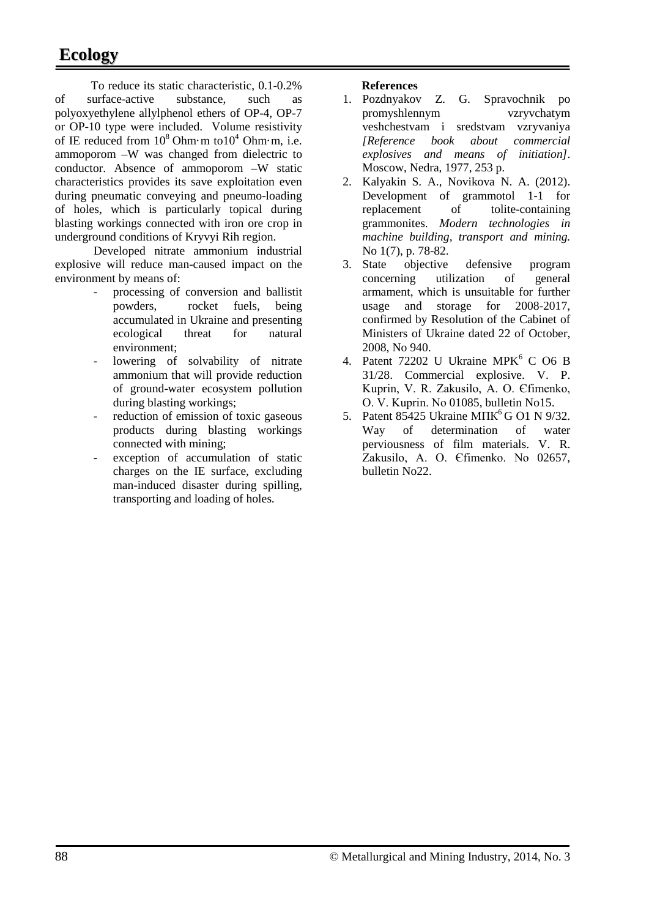To reduce its static characteristic, 0.1-0.2% of surface-active substance, such as polyoxyethylene allylphenol ethers of OP-4, OP-7 or OP-10 type were included. Volume resistivity of IE reduced from $10^8$ Ohm·m to$10^4$ Ohm·m, i.e. ammoporom –W was changed from dielectric to conductor. Absence of ammoporom –W static characteristics provides its save exploitation even during pneumatic conveying and pneumo-loading of holes, which is particularly topical during blasting workings connected with iron ore crop in underground conditions of Kryvyi Rih region.

Developed nitrate ammonium industrial explosive will reduce man-caused impact on the environment by means of:

- processing of conversion and ballistit powders, rocket fuels, being accumulated in Ukraine and presenting ecological threat for natural environment;
- lowering of solvability of nitrate ammonium that will provide reduction of ground-water ecosystem pollution during blasting workings;
- reduction of emission of toxic gaseous products during blasting workings connected with mining;
- exception of accumulation of static charges on the IE surface, excluding man-induced disaster during spilling, transporting and loading of holes.

**References**

1. Pozdnyakov Z. G. Spravochnik po promyshlennym vzryvchatym veshchestvam i sredstvam vzryvaniya *[Reference book about commercial explosives and means of initiation]*. Moscow, Nedra, 1977, 253 p.
2. Kalyakin S. A., Novikova N. A. (2012). Development of grammotol 1-1 for replacement of tolite-containing grammonites. *Modern technologies in machine building, transport and mining.* No 1(7), p. 78-82.
3. State objective defensive program concerning utilization of general armament, which is unsuitable for further usage and storage for 2008-2017, confirmed by Resolution of the Cabinet of Ministers of Ukraine dated 22 of October, 2008, No 940.
4. Patent 72202 U Ukraine MPK[6] C O6 B 31/28. Commercial explosive. V. P. Kuprin, V. R. Zakusilo, A. O. Єfimenko, O. V. Kuprin. No 01085, bulletin No15.
5. Patent 85425 Ukraine МПК[6] G O1 N 9/32. Way of determination of water perviousness of film materials. V. R. Zakusilo, A. O. Єfimenko. No 02657, bulletin No22.